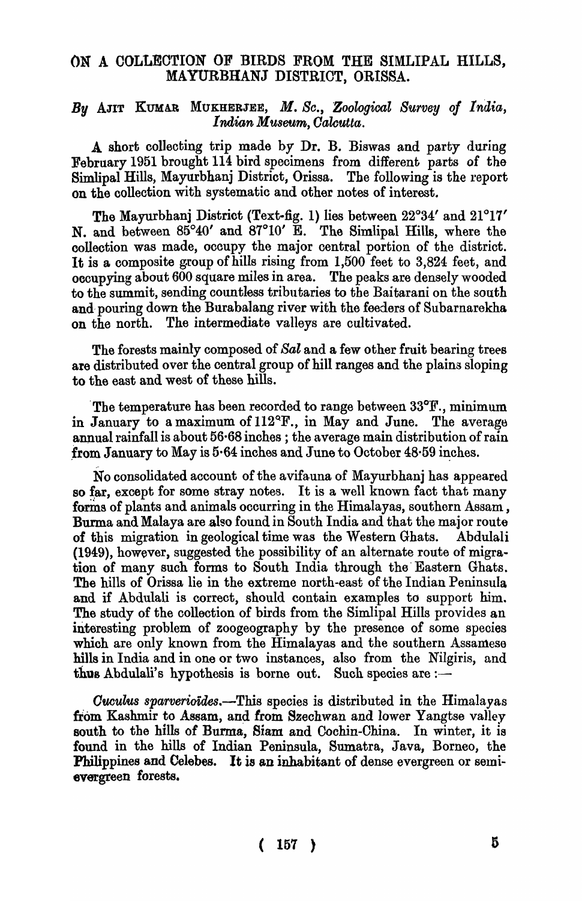# ON A COLLECTION OF BIRDS FROM THE SIMLIPAL HILLS, MAYURBHANJ DISTRICT, ORISSA.

*By* AJIT KUMAR MUKHERJEE, *M. Sc., Zoological Survey of India, Indian Museum, Calcutta.*

A short collecting trip made by Dr. B. Biswas and party during February 1951 brought 114 bird specimens from different parts of the Simlipal Hills, Mayurbhanj District, Orissa. The following is the report on the collection with systematic and other notes of interest.

The Mayurbhanj District (Text-fig. 1) lies between 22°34′ and 21°17′ N. and between 85°40′ and 87°10′ E. The Simlipal Hills, where the collection was made, occupy the major central portion of the district. It is a composite group of hills rising from 1,500 feet to 3,824 feet, and occupying about 600 square miles in area. The peaks are densely wooded to the summit, sending countless tributaries to the Baitarani on the south and pouring down the Burabalang river with the feeders of Subarnarekha on the north. The intermediate valleys are cultivated.

The forests mainly composed of *Sal* and a few other fruit bearing trees are distributed over the central group of hill ranges and the plains sloping to the east and west of these hills.

The temperature has been recorded to range between 33°F., minimum in January to a maximum of 112°F., in May and June. The average annual rainfall is about 56·68 inches; the average main distribution of rain from January to May is 5·64 inches and June to October 48·59 inches.

No consolidated account of the avifauna of Mayurbhanj has appeared so far, except for some stray notes. It is a well known fact that many forms of plants and animals occurring in the Himalayas, southern Assam, Burma and Malaya are also found in South India and that the major route of this migration in geological time was the Western Ghats. Abdulali (1949), however, suggested the possibility of an alternate route of migration of many such forms to South India through the Eastern Ghats. The hills of Orissa lie in the extreme north-east of the Indian Peninsula and if Abdulali is correct, should contain examples to support him. The study of the collection of birds from the Simlipal Hills provides an interesting problem of zoogeography by the presence of some species which are only known from the Himalayas and the southern Assamese hills in India and in one or two instances, also from the Nilgiris, and thus Abdulali's hypothesis is borne out. Such species are :—

*Cuculus sparverioides.*—This species is distributed in the Himalayas from Kashmir to Assam, and from Szechwan and lower Yangtse valley south to the hills of Burma, Siam and Cochin-China. In winter, it is found in the hills of Indian Peninsula, Sumatra, Java, Borneo, the Philippines and Celebes. It is an inhabitant of dense evergreen or semi-evergreen forests.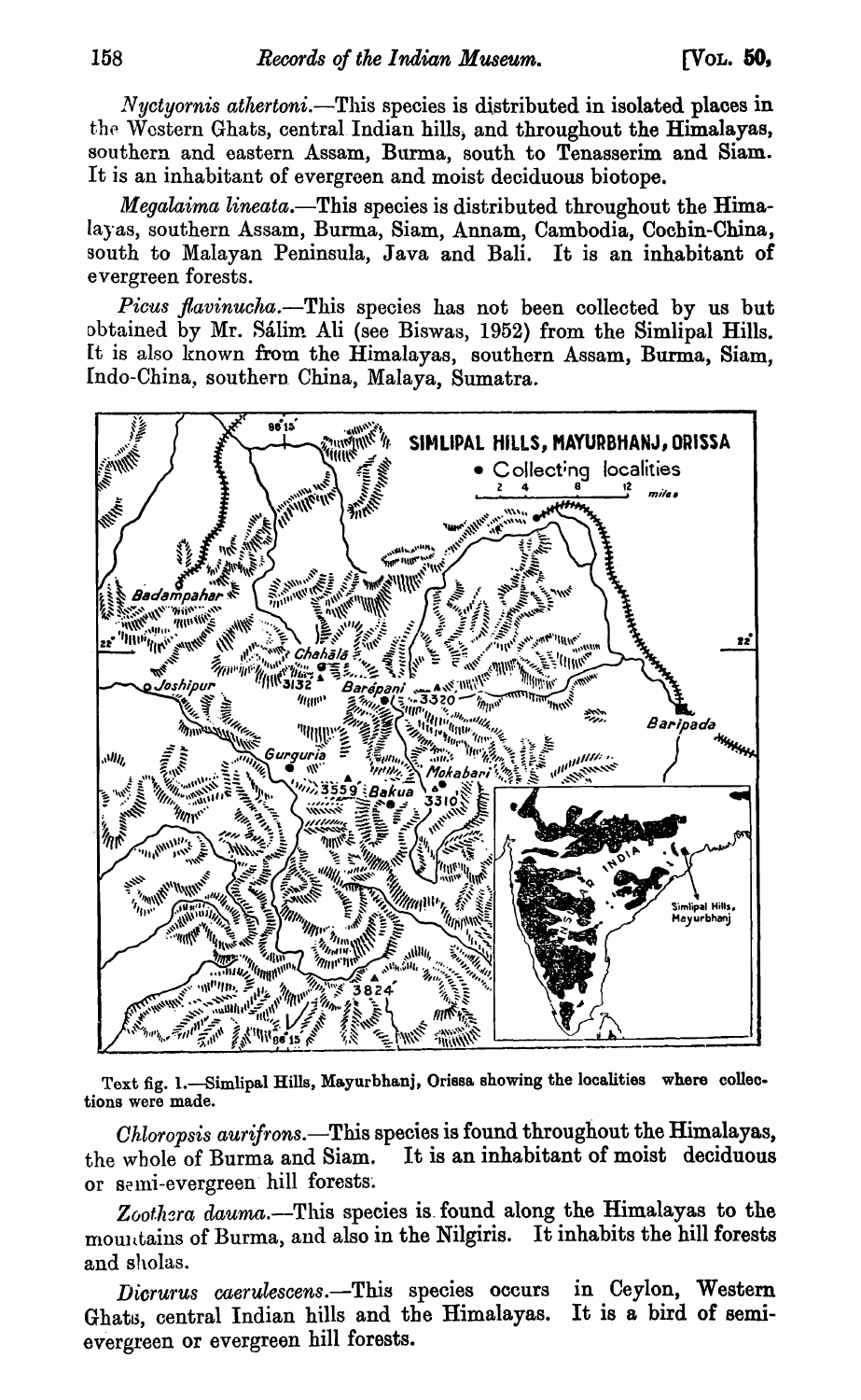*Nyctyornis athertoni*.—This species is distributed in isolated places in the Western Ghats, central Indian hills, and throughout the Himalayas, southern and eastern Assam, Burma, south to Tenasserim and Siam. It is an inhabitant of evergreen and moist deciduous biotope.

*Megalaima lineata*.—This species is distributed throughout the Himalayas, southern Assam, Burma, Siam, Annam, Cambodia, Cochin-China, south to Malayan Peninsula, Java and Bali. It is an inhabitant of evergreen forests.

*Picus flavinucha*.—This species has not been collected by us but obtained by Mr. Sálim Ali (see Biswas, 1952) from the Simlipal Hills. It is also known from the Himalayas, southern Assam, Burma, Siam, Indo-China, southern China, Malaya, Sumatra.

Text fig. 1.—Simlipal Hills, Mayurbhanj, Orissa showing the localities where collections were made.

*Chloropsis aurifrons*.—This species is found throughout the Himalayas, the whole of Burma and Siam. It is an inhabitant of moist deciduous or semi-evergreen hill forests.

*Zoothera dauma*.—This species is found along the Himalayas to the mountains of Burma, and also in the Nilgiris. It inhabits the hill forests and sholas.

*Dicrurus caerulescens*.—This species occurs in Ceylon, Western Ghats, central Indian hills and the Himalayas. It is a bird of semi-evergreen or evergreen hill forests.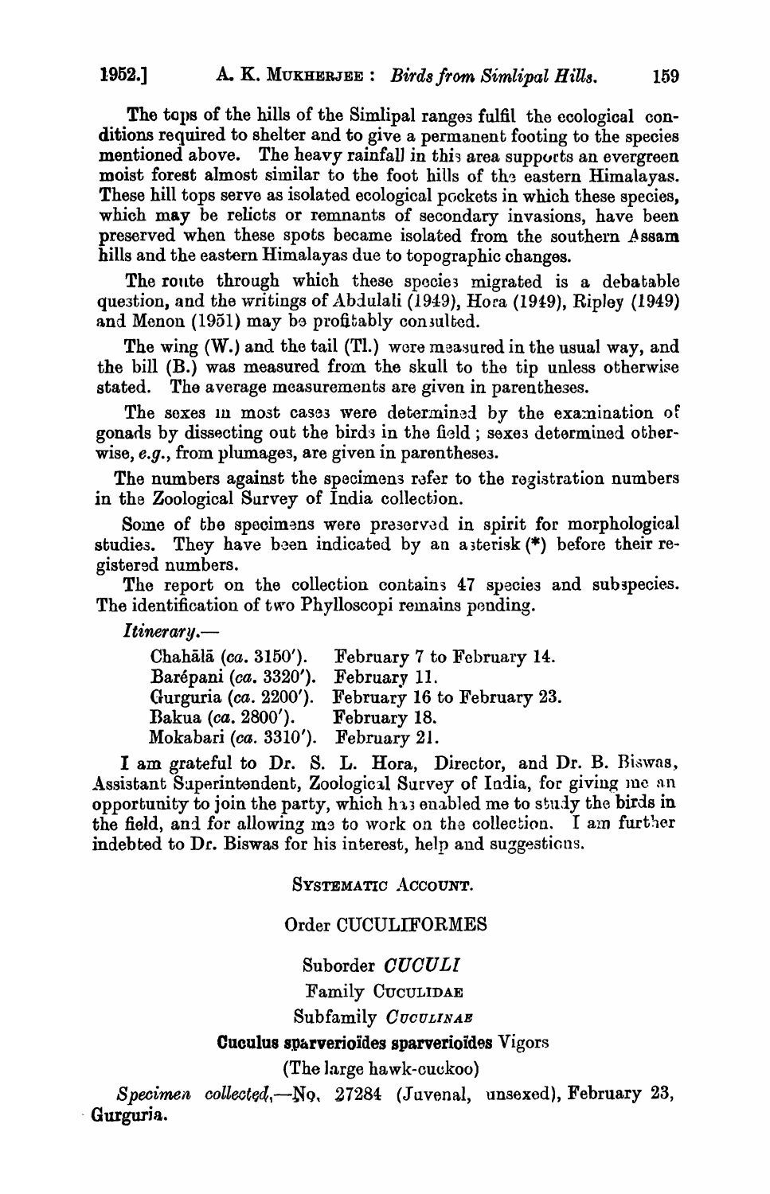The tops of the hills of the Simlipal ranges fulfil the ecological conditions required to shelter and to give a permanent footing to the species mentioned above. The heavy rainfall in this area supports an evergreen moist forest almost similar to the foot hills of the eastern Himalayas. These hill tops serve as isolated ecological pockets in which these species, which may be relicts or remnants of secondary invasions, have been preserved when these spots became isolated from the southern Assam hills and the eastern Himalayas due to topographic changes.

The route through which these species migrated is a debatable question, and the writings of Abdulali (1949), Hora (1949), Ripley (1949) and Menon (1951) may be profitably consulted.

The wing (W.) and the tail (Tl.) were measured in the usual way, and the bill (B.) was measured from the skull to the tip unless otherwise stated. The average measurements are given in parentheses.

The sexes in most cases were determined by the examination of gonads by dissecting out the birds in the field; sexes determined otherwise, *e.g.*, from plumages, are given in parentheses.

The numbers against the specimens refer to the registration numbers in the Zoological Survey of India collection.

Some of the specimens were preserved in spirit for morphological studies. They have been indicated by an asterisk (*) before their registered numbers.

The report on the collection contains 47 species and subspecies. The identification of two Phylloscopi remains pending.

*Itinerary.*—

| | |
|---|---|
| Chahālā (*ca.* 3150'). | February 7 to February 14. |
| Barépani (*ca.* 3320'). | February 11. |
| Gurguria (*ca.* 2200'). | February 16 to February 23. |
| Bakua (*ca.* 2800'). | February 18. |
| Mokabari (*ca.* 3310'). | February 21. |

I am grateful to Dr. S. L. Hora, Director, and Dr. B. Biswas, Assistant Superintendent, Zoological Survey of India, for giving me an opportunity to join the party, which has enabled me to study the birds in the field, and for allowing me to work on the collection. I am further indebted to Dr. Biswas for his interest, help and suggestions.

## SYSTEMATIC ACCOUNT.

### Order CUCULIFORMES

#### Suborder *CUCULI*

#### Family CUCULIDAE

#### Subfamily *CUCULINAE*

**Cuculus sparverioïdes sparverioïdes** Vigors

(The large hawk-cuckoo)

*Specimen collected*,—No. 27284 (Juvenal, unsexed), February 23, Gurguria.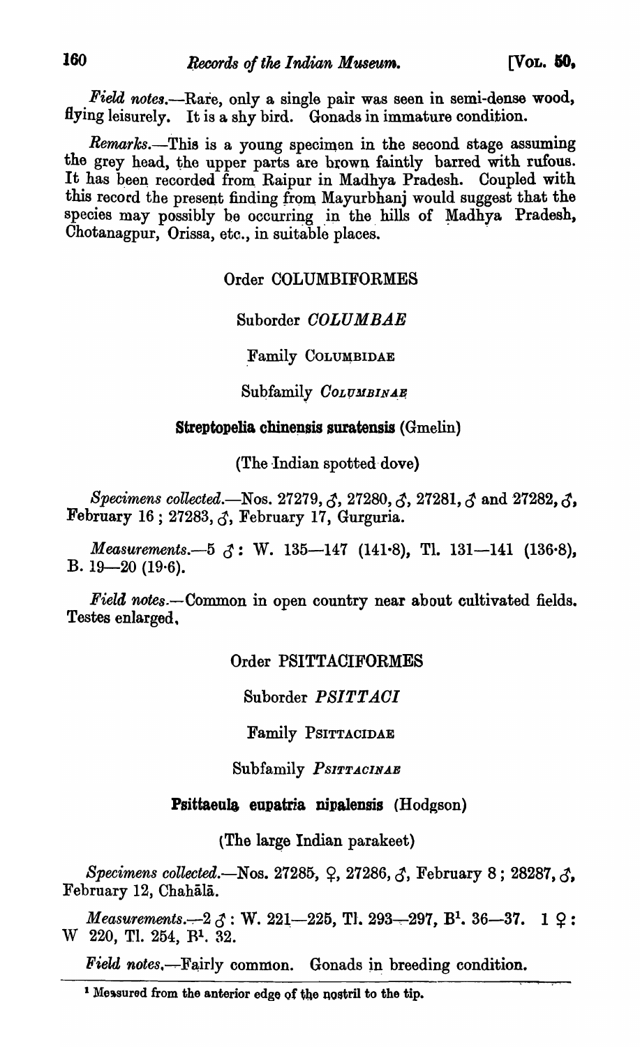*Field notes.*—Rare, only a single pair was seen in semi-dense wood, flying leisurely. It is a shy bird. Gonads in immature condition.

*Remarks.*—This is a young specimen in the second stage assuming the grey head, the upper parts are brown faintly barred with rufous. It has been recorded from Raipur in Madhya Pradesh. Coupled with this record the present finding from Mayurbhanj would suggest that the species may possibly be occurring in the hills of Madhya Pradesh, Chotanagpur, Orissa, etc., in suitable places.

Order COLUMBIFORMES

Suborder *COLUMBAE*

Family COLUMBIDAE

Subfamily *COLUMBINAE*

**Streptopelia chinensis suratensis** (Gmelin)

(The Indian spotted dove)

*Specimens collected.*—Nos. 27279, ♂, 27280, ♂, 27281, ♂ and 27282, ♂, February 16 ; 27283, ♂, February 17, Gurguria.

*Measurements.*—5 ♂ : W. 135—147 (141·8), Tl. 131—141 (136·8), B. 19—20 (19·6).

*Field notes.*—Common in open country near about cultivated fields. Testes enlarged.

Order PSITTACIFORMES

Suborder *PSITTACI*

Family PSITTACIDAE

Subfamily *PSITTACINAE*

**Psittacula eupatria nipalensis** (Hodgson)

(The large Indian parakeet)

*Specimens collected.*—Nos. 27285, ♀, 27286, ♂, February 8 ; 28287, ♂, February 12, Chahālā.

*Measurements.*—2 ♂ : W. 221—225, Tl. 293—297, B[1]. 36—37. 1 ♀ : W 220, Tl. 254, B[1]. 32.

*Field notes.*—Fairly common. Gonads in breeding condition.

[1] Measured from the anterior edge of the nostril to the tip.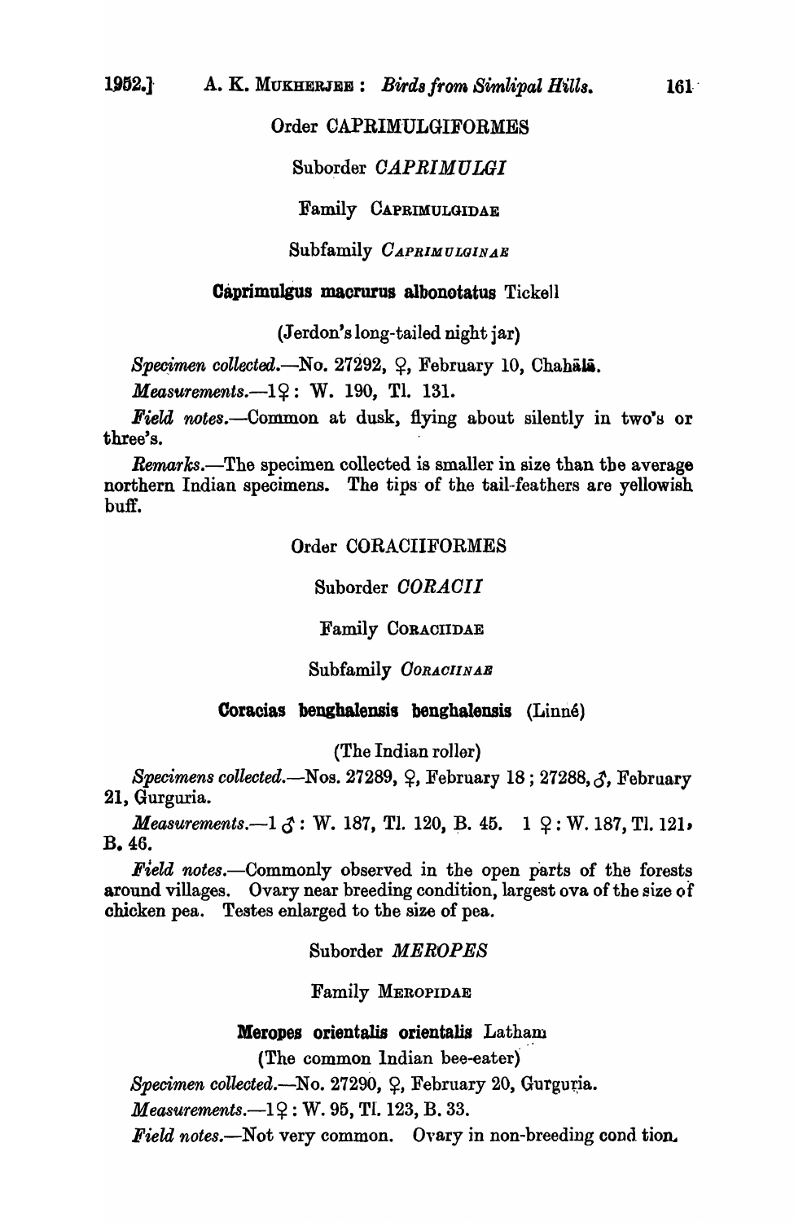## Order CAPRIMULGIFORMES

### Suborder *CAPRIMULGI*

#### Family CAPRIMULGIDAE

##### Subfamily *CAPRIMULGINAE*

**Caprimulgus macrurus albonotatus** Tickell

(Jerdon's long-tailed night jar)

*Specimen collected.*—No. 27292, ♀, February 10, Chahālā.

*Measurements.*—1♀ : W. 190, Tl. 131.

*Field notes.*—Common at dusk, flying about silently in two's or three's.

*Remarks.*—The specimen collected is smaller in size than the average northern Indian specimens. The tips of the tail-feathers are yellowish buff.

## Order CORACIIFORMES

### Suborder *CORACII*

#### Family CORACIIDAE

##### Subfamily *CORACIINAE*

**Coracias benghalensis benghalensis** (Linné)

(The Indian roller)

*Specimens collected.*—Nos. 27289, ♀, February 18 ; 27288, ♂, February 21, Gurguria.

*Measurements.*—1 ♂ : W. 187, Tl. 120, B. 45. 1 ♀ : W. 187, Tl. 121, B. 46.

*Field notes.*—Commonly observed in the open parts of the forests around villages. Ovary near breeding condition, largest ova of the size of chicken pea. Testes enlarged to the size of pea.

### Suborder *MEROPES*

#### Family MEROPIDAE

**Meropes orientalis orientalis** Latham

(The common Indian bee-eater)

*Specimen collected.*—No. 27290, ♀, February 20, Gurguria.

*Measurements.*—1♀ : W. 95, Tl. 123, B. 33.

*Field notes.*—Not very common. Ovary in non-breeding cond tion.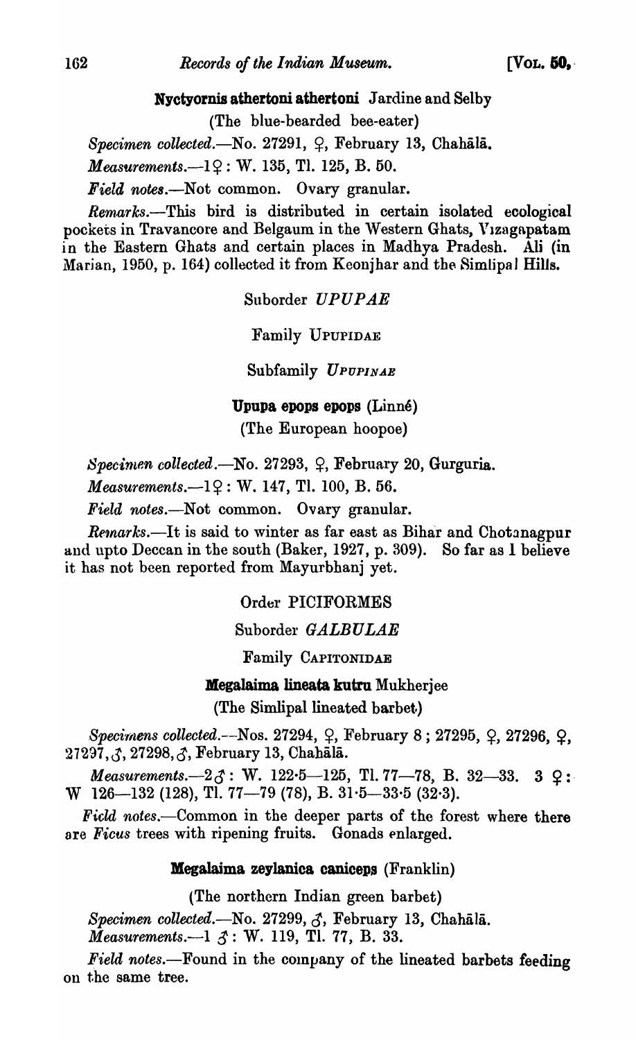**Nyctyornis athertoni athertoni** Jardine and Selby

(The blue-bearded bee-eater)

*Specimen collected*.—No. 27291, ♀, February 13, Chahālā.

*Measurements*.—1♀: W. 135, Tl. 125, B. 50.

*Field notes*.—Not common. Ovary granular.

*Remarks*.—This bird is distributed in certain isolated ecological pockets in Travancore and Belgaum in the Western Ghats, Vizagapatam in the Eastern Ghats and certain places in Madhya Pradesh. Ali (in Marian, 1950, p. 164) collected it from Keonjhar and the Simlipal Hills.

Suborder *UPUPAE*

Family UPUPIDAE

Subfamily *UPUPINAE*

**Upupa epops epops** (Linné)

(The European hoopoe)

*Specimen collected*.—No. 27293, ♀, February 20, Gurguria.

*Measurements*.—1♀: W. 147, Tl. 100, B. 56.

*Field notes*.—Not common. Ovary granular.

*Remarks*.—It is said to winter as far east as Bihar and Chotanagpur and upto Deccan in the south (Baker, 1927, p. 309). So far as I believe it has not been reported from Mayurbhanj yet.

Order PICIFORMES

Suborder *GALBULAE*

Family CAPITONIDAE

**Megalaima lineata kutru** Mukherjee

(The Simlipal lineated barbet)

*Specimens collected*.—Nos. 27294, ♀, February 8; 27295, ♀, 27296, ♀, 27297, ♂, 27298, ♂, February 13, Chahālā.

*Measurements*.—2♂: W. 122·5—125, Tl. 77—78, B. 32—33. 3 ♀: W 126—132 (128), Tl. 77—79 (78), B. 31·5—33·5 (32·3).

*Field notes*.—Common in the deeper parts of the forest where there are *Ficus* trees with ripening fruits. Gonads enlarged.

**Megalaima zeylanica caniceps** (Franklin)

(The northern Indian green barbet)

*Specimen collected*.—No. 27299, ♂, February 13, Chahālā.

*Measurements*.—1 ♂: W. 119, Tl. 77, B. 33.

*Field notes*.—Found in the company of the lineated barbets feeding on the same tree.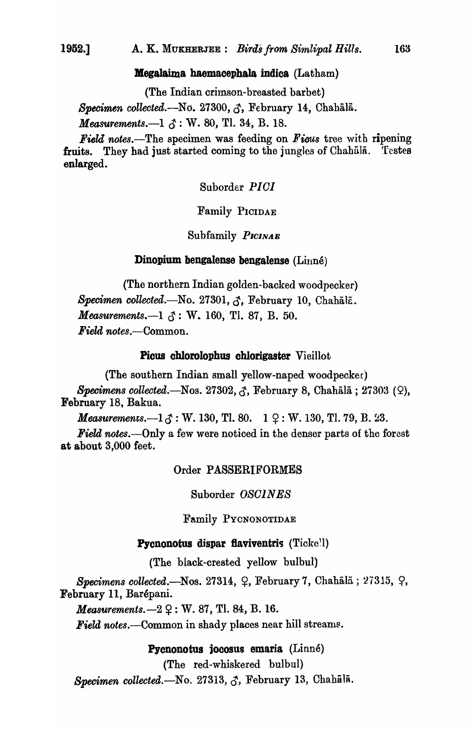**Megalaima haemacephala indica** (Latham)

(The Indian crimson-breasted barbet)

*Specimen collected*.—No. 27300, ♂, February 14, Chahālā.

*Measurements*.—1 ♂ : W. 80, Tl. 34, B. 18.

*Field notes*.—The specimen was feeding on *Ficus* tree with ripening fruits. They had just started coming to the jungles of Chahālā. Testes enlarged.

Suborder *PICI*

Family PICIDAE

Subfamily *PICINAE*

**Dinopium bengalense bengalense** (Linné)

(The northern Indian golden-backed woodpecker)

*Specimen collected*.—No. 27301, ♂, February 10, Chahālā.

*Measurements*.—1 ♂ : W. 160, Tl. 87, B. 50.

*Field notes*.—Common.

**Picus chlorolophus chlorigaster** Vieillot

(The southern Indian small yellow-naped woodpecker)

*Specimens collected*.—Nos. 27302, ♂, February 8, Chahālā ; 27303 (♀), February 18, Bakua.

*Measurements*.—1 ♂ : W. 130, Tl. 80. 1 ♀ : W. 130, Tl. 79, B. 23.

*Field notes*.—Only a few were noticed in the denser parts of the forest at about 3,000 feet.

Order PASSERIFORMES

Suborder *OSCINES*

Family PYCNONOTIDAE

**Pycnonotus dispar flaviventris** (Tickell)

(The black-crested yellow bulbul)

*Specimens collected*.—Nos. 27314, ♀, February 7, Chahālā ; 27315, ♀, February 11, Barépani.

*Measurements*.—2 ♀ : W. 87, Tl. 84, B. 16.

*Field notes*.—Common in shady places near hill streams.

**Pycnonotus jocosus emaria** (Linné)

(The red-whiskered bulbul)

*Specimen collected*.—No. 27313, ♂, February 13, Chahālā.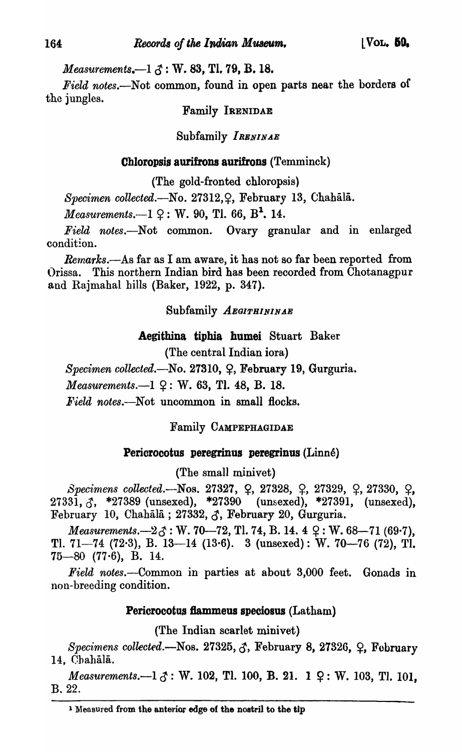*Measurements.*—1 ♂: W. 83, Tl. 79, B. 18.

*Field notes.*—Not common, found in open parts near the borders of the jungles.

Family IRENIDAE

Subfamily *IRENINAE*

**Chloropsis aurifrons aurifrons** (Temminck)

(The gold-fronted chloropsis)

*Specimen collected.*—No. 27312, ♀, February 13, Chahālā.

*Measurements.*—1 ♀: W. 90, Tl. 66, B[1]. 14.

*Field notes.*—Not common. Ovary granular and in enlarged condition.

*Remarks.*—As far as I am aware, it has not so far been reported from Orissa. This northern Indian bird has been recorded from Chotanagpur and Rajmahal hills (Baker, 1922, p. 347).

Subfamily *AEGITHININAE*

**Aegithina tiphia humei** Stuart Baker

(The central Indian iora)

*Specimen collected.*—No. 27310, ♀, February 19, Gurguria.

*Measurements.*—1 ♀: W. 63, Tl. 48, B. 18.

*Field notes.*—Not uncommon in small flocks.

Family CAMPEPHAGIDAE

**Pericrocotus peregrinus peregrinus** (Linné)

(The small minivet)

*Specimens collected.*—Nos. 27327, ♀, 27328, ♀, 27329, ♀, 27330, ♀, 27331, ♂, *27389 (unsexed), *27390 (unsexed), *27391, (unsexed), February 10, Chahālā; 27332, ♂, February 20, Gurguria.

*Measurements.*—2 ♂: W. 70—72, Tl. 74, B. 14. 4 ♀: W. 68—71 (69·7), Tl. 71—74 (72·3), B. 13—14 (13·6). 3 (unsexed): W. 70—76 (72), Tl. 75—80 (77·6), B. 14.

*Field notes.*—Common in parties at about 3,000 feet. Gonads in non-breeding condition.

**Pericrocotus flammeus speciosus** (Latham)

(The Indian scarlet minivet)

*Specimens collected.*—Nos. 27325, ♂, February 8, 27326, ♀, February 14, Chahālā.

*Measurements.*—1 ♂: W. 102, Tl. 100, B. 21. 1 ♀: W. 103, Tl. 101, B. 22.

---

[1] Measured from the anterior edge of the nostril to the tip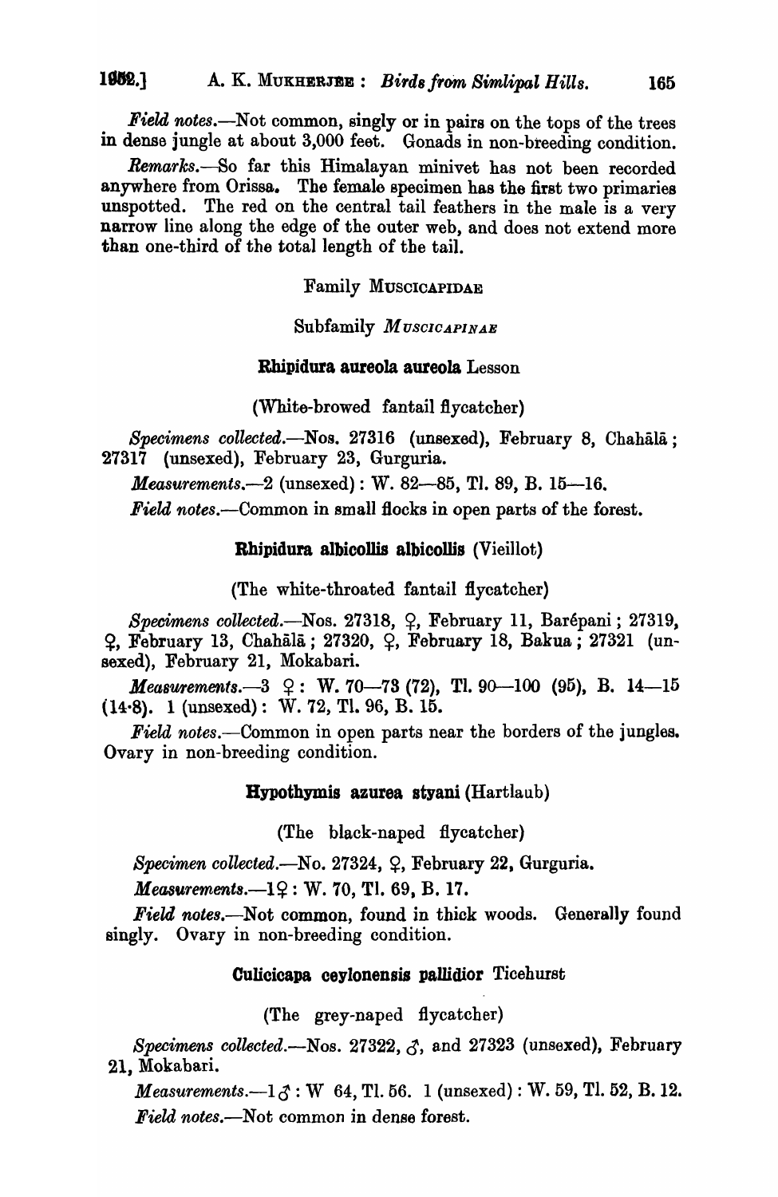*Field notes.*—Not common, singly or in pairs on the tops of the trees in dense jungle at about 3,000 feet. Gonads in non-breeding condition.

*Remarks.*—So far this Himalayan minivet has not been recorded anywhere from Orissa. The female specimen has the first two primaries unspotted. The red on the central tail feathers in the male is a very narrow line along the edge of the outer web, and does not extend more than one-third of the total length of the tail.

## Family MUSCICAPIDAE

### Subfamily *MUSCICAPINAE*

#### **Rhipidura aureola aureola** Lesson

(White-browed fantail flycatcher)

*Specimens collected.*—Nos. 27316 (unsexed), February 8, Chahālā; 27317 (unsexed), February 23, Gurguria.

*Measurements.*—2 (unsexed): W. 82—85, Tl. 89, B. 15—16.

*Field notes.*—Common in small flocks in open parts of the forest.

#### **Rhipidura albicollis albicollis** (Vieillot)

(The white-throated fantail flycatcher)

*Specimens collected.*—Nos. 27318, ♀, February 11, Barépani; 27319, ♀, February 13, Chahālā; 27320, ♀, February 18, Bakua; 27321 (unsexed), February 21, Mokabari.

*Measurements.*—3 ♀: W. 70—73 (72), Tl. 90—100 (95), B. 14—15 (14·8). 1 (unsexed): W. 72, Tl. 96, B. 15.

*Field notes.*—Common in open parts near the borders of the jungles. Ovary in non-breeding condition.

#### **Hypothymis azurea styani** (Hartlaub)

(The black-naped flycatcher)

*Specimen collected.*—No. 27324, ♀, February 22, Gurguria.

*Measurements.*—1♀: W. 70, Tl. 69, B. 17.

*Field notes.*—Not common, found in thick woods. Generally found singly. Ovary in non-breeding condition.

#### **Culicicapa ceylonensis pallidior** Ticehurst

(The grey-naped flycatcher)

*Specimens collected.*—Nos. 27322, ♂, and 27323 (unsexed), February 21, Mokabari.

*Measurements.*—1♂: W 64, Tl. 56. 1 (unsexed): W. 59, Tl. 52, B. 12.

*Field notes.*—Not common in dense forest.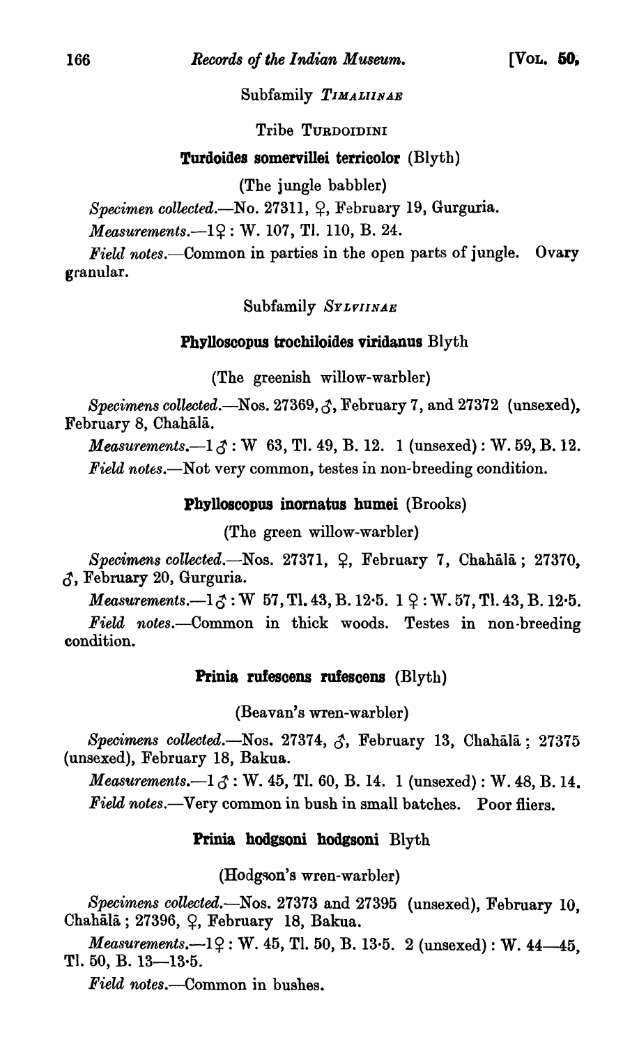Subfamily *TIMALIINAE*

Tribe TURDOIDINI

**Turdoides somervillei terricolor** (Blyth)

(The jungle babbler)

*Specimen collected.*—No. 27311, ♀, February 19, Gurguria.

*Measurements.*—1♀ : W. 107, Tl. 110, B. 24.

*Field notes.*—Common in parties in the open parts of jungle. Ovary granular.

Subfamily *SYLVIINAE*

**Phylloscopus trochiloides viridanus** Blyth

(The greenish willow-warbler)

*Specimens collected.*—Nos. 27369, ♂, February 7, and 27372 (unsexed), February 8, Chahālā.

*Measurements.*—1♂ : W 63, Tl. 49, B. 12. 1 (unsexed) : W. 59, B. 12.

*Field notes.*—Not very common, testes in non-breeding condition.

**Phylloscopus inornatus humei** (Brooks)

(The green willow-warbler)

*Specimens collected.*—Nos. 27371, ♀, February 7, Chahālā ; 27370, ♂, February 20, Gurguria.

*Measurements.*—1♂ : W 57, Tl. 43, B. 12·5. 1♀ : W. 57, Tl. 43, B. 12·5.

*Field notes.*—Common in thick woods. Testes in non-breeding condition.

**Prinia rufescens rufescens** (Blyth)

(Beavan's wren-warbler)

*Specimens collected.*—Nos. 27374, ♂, February 13, Chahālā ; 27375 (unsexed), February 18, Bakua.

*Measurements.*—1♂ : W. 45, Tl. 60, B. 14. 1 (unsexed) : W. 48, B. 14.

*Field notes.*—Very common in bush in small batches. Poor fliers.

**Prinia hodgsoni hodgsoni** Blyth

(Hodgson's wren-warbler)

*Specimens collected.*—Nos. 27373 and 27395 (unsexed), February 10, Chahālā ; 27396, ♀, February 18, Bakua.

*Measurements.*—1♀ : W. 45, Tl. 50, B. 13·5. 2 (unsexed) : W. 44—45, Tl. 50, B. 13—13·5.

*Field notes.*—Common in bushes.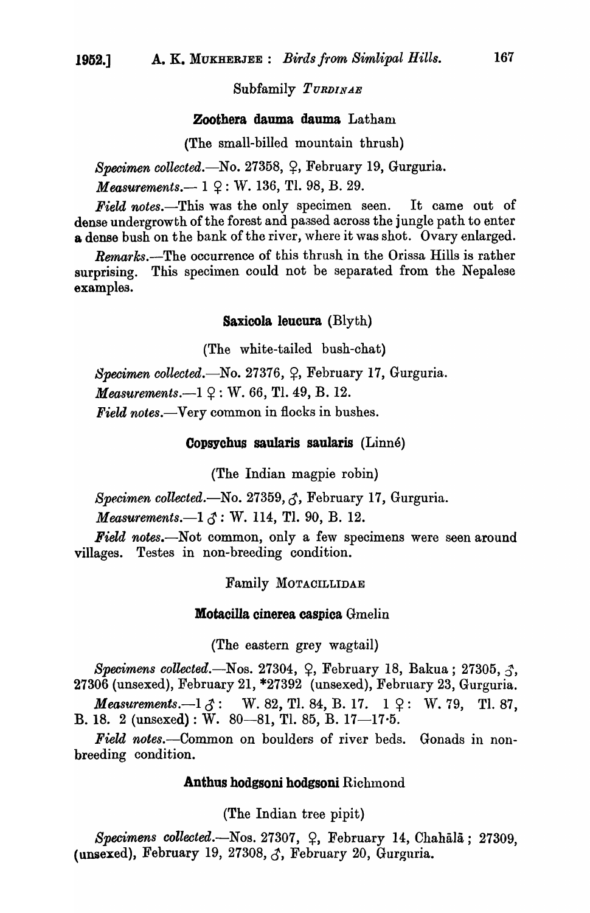Subfamily *TURDINAE*

**Zoothera dauma dauma** Latham

(The small-billed mountain thrush)

*Specimen collected.*—No. 27358, ♀, February 19, Gurguria.

*Measurements.*— 1 ♀ : W. 136, Tl. 98, B. 29.

*Field notes.*—This was the only specimen seen. It came out of dense undergrowth of the forest and passed across the jungle path to enter a dense bush on the bank of the river, where it was shot. Ovary enlarged.

*Remarks.*—The occurrence of this thrush in the Orissa Hills is rather surprising. This specimen could not be separated from the Nepalese examples.

**Saxicola leucura** (Blyth)

(The white-tailed bush-chat)

*Specimen collected.*—No. 27376, ♀, February 17, Gurguria.

*Measurements.*—1 ♀ : W. 66, Tl. 49, B. 12.

*Field notes.*—Very common in flocks in bushes.

**Copsychus saularis saularis** (Linné)

(The Indian magpie robin)

*Specimen collected.*—No. 27359, ♂, February 17, Gurguria.

*Measurements.*—1 ♂ : W. 114, Tl. 90, B. 12.

*Field notes.*—Not common, only a few specimens were seen around villages. Testes in non-breeding condition.

Family MOTACILLIDAE

**Motacilla cinerea caspica** Gmelin

(The eastern grey wagtail)

*Specimens collected.*—Nos. 27304, ♀, February 18, Bakua ; 27305, ♂, 27306 (unsexed), February 21, *27392 (unsexed), February 23, Gurguria.

*Measurements.*—1 ♂ : W. 82, Tl. 84, B. 17. 1 ♀ : W. 79, Tl. 87, B. 18. 2 (unsexed) : W. 80—81, Tl. 85, B. 17—17·5.

*Field notes.*—Common on boulders of river beds. Gonads in non-breeding condition.

**Anthus hodgsoni hodgsoni** Richmond

(The Indian tree pipit)

*Specimens collected.*—Nos. 27307, ♀, February 14, Chahālā ; 27309, (unsexed), February 19, 27308, ♂, February 20, Gurguria.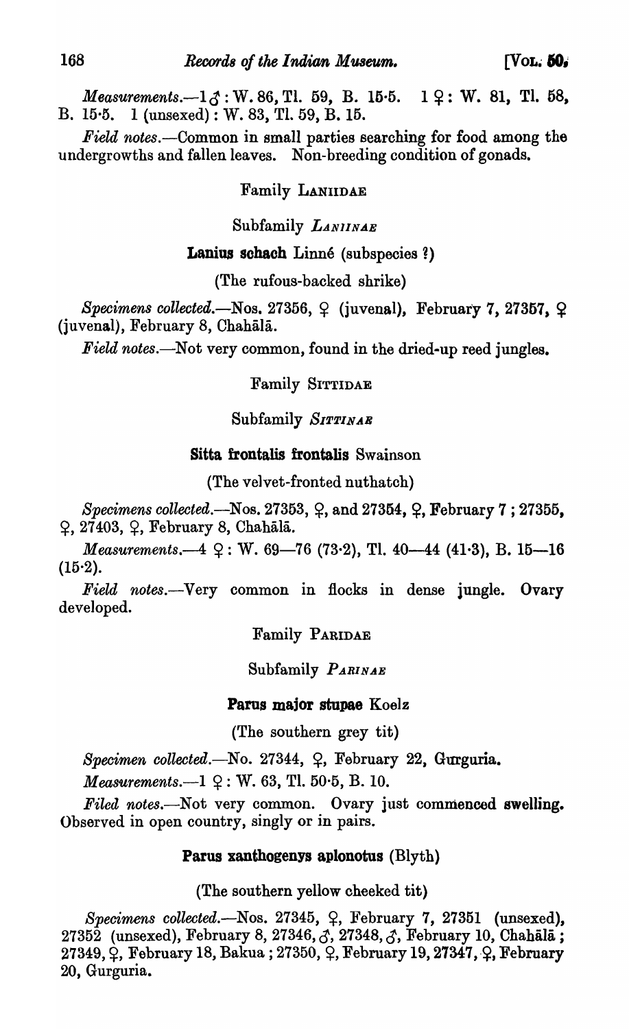*Measurements.*—1 ♂ : W. 86, Tl. 59, B. 15·5. 1 ♀ : W. 81, Tl. 58, B. 15·5. 1 (unsexed) : W. 83, Tl. 59, B. 15.

*Field notes.*—Common in small parties searching for food among the undergrowths and fallen leaves. Non-breeding condition of gonads.

## Family LANIIDAE

### Subfamily *LANIINAE*

#### **Lanius schach** Linné (subspecies ?)

(The rufous-backed shrike)

*Specimens collected.*—Nos. 27356, ♀ (juvenal), February 7, 27357, ♀ (juvenal), February 8, Chahālā.

*Field notes.*—Not very common, found in the dried-up reed jungles.

## Family SITTIDAE

### Subfamily *SITTINAE*

#### **Sitta frontalis frontalis** Swainson

(The velvet-fronted nuthatch)

*Specimens collected.*—Nos. 27353, ♀, and 27354, ♀, February 7 ; 27355, ♀, 27403, ♀, February 8, Chahālā.

*Measurements.*—4 ♀ : W. 69—76 (73·2), Tl. 40—44 (41·3), B. 15—16 (15·2).

*Field notes.*—Very common in flocks in dense jungle. Ovary developed.

## Family PARIDAE

### Subfamily *PARINAE*

#### **Parus major stupae** Koelz

(The southern grey tit)

*Specimen collected.*—No. 27344, ♀, February 22, Gurguria.

*Measurements.*—1 ♀ : W. 63, Tl. 50·5, B. 10.

*Filed notes.*—Not very common. Ovary just commenced swelling. Observed in open country, singly or in pairs.

#### **Parus xanthogenys aplonotus** (Blyth)

(The southern yellow cheeked tit)

*Specimens collected.*—Nos. 27345, ♀, February 7, 27351 (unsexed), 27352 (unsexed), February 8, 27346, ♂, 27348, ♂, February 10, Chahālā ; 27349, ♀, February 18, Bakua ; 27350, ♀, February 19, 27347, ♀, February 20, Gurguria.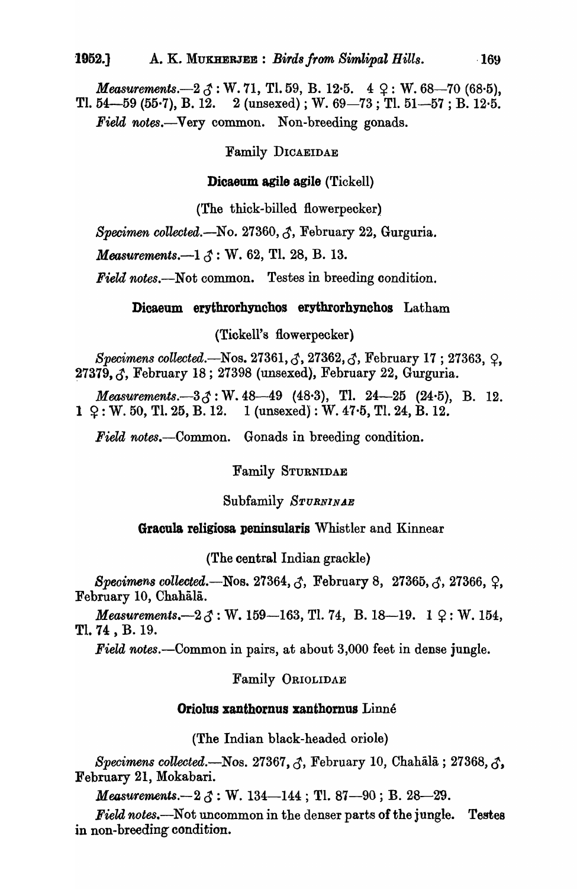*Measurements*.—2 ♂ : W. 71, Tl. 59, B. 12·5. 4 ♀ : W. 68—70 (68·5), Tl. 54—59 (55·7), B. 12. 2 (unsexed) ; W. 69—73 ; Tl. 51—57 ; B. 12·5.

*Field notes*.—Very common. Non-breeding gonads.

Family DICAEIDAE

**Dicaeum agile agile** (Tickell)

(The thick-billed flowerpecker)

*Specimen collected*.—No. 27360, ♂, February 22, Gurguria.

*Measurements*.—1 ♂ : W. 62, Tl. 28, B. 13.

*Field notes*.—Not common. Testes in breeding condition.

**Dicaeum erythrorhynchos erythrorhynchos** Latham

(Tickell's flowerpecker)

*Specimens collected*.—Nos. 27361, ♂, 27362, ♂, February 17 ; 27363, ♀, 27379, ♂, February 18 ; 27398 (unsexed), February 22, Gurguria.

*Measurements*.—3 ♂ : W. 48—49 (48·3), Tl. 24—25 (24·5), B. 12. 1 ♀ : W. 50, Tl. 25, B. 12. 1 (unsexed) : W. 47·5, Tl. 24, B. 12.

*Field notes*.—Common. Gonads in breeding condition.

Family STURNIDAE

Subfamily *STURNINAE*

**Gracula religiosa peninsularis** Whistler and Kinnear

(The central Indian grackle)

*Specimens collected*.—Nos. 27364, ♂, February 8, 27365, ♂, 27366, ♀, February 10, Chahālā.

*Measurements*.—2 ♂ : W. 159—163, Tl. 74, B. 18—19. 1 ♀ : W. 154, Tl. 74 , B. 19.

*Field notes*.—Common in pairs, at about 3,000 feet in dense jungle.

Family ORIOLIDAE

**Oriolus xanthornus xanthornus** Linné

(The Indian black-headed oriole)

*Specimens collected*.—Nos. 27367, ♂, February 10, Chahālā ; 27368, ♂, February 21, Mokabari.

*Measurements*.—2 ♂ : W. 134—144 ; Tl. 87—90 ; B. 28—29.

*Field notes*.—Not uncommon in the denser parts of the jungle. Testes in non-breeding condition.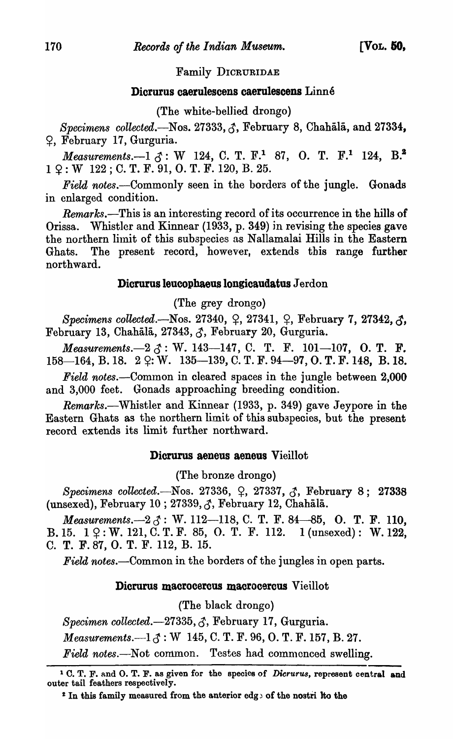Family DICRURIDAE

**Dicrurus caerulescens caerulescens** Linné

(The white-bellied drongo)

*Specimens collected*.—Nos. 27333, ♂, February 8, Chahālā, and 27334, ♀, February 17, Gurguria.

*Measurements*.—1 ♂ : W 124, C. T. F.[1] 87, O. T. F.[1] 124, B.[2] 1 ♀ : W 122 ; C. T. F. 91, O. T. F. 120, B. 25.

*Field notes*.—Commonly seen in the borders of the jungle. Gonads in enlarged condition.

*Remarks*.—This is an interesting record of its occurrence in the hills of Orissa. Whistler and Kinnear (1933, p. 349) in revising the species gave the northern limit of this subspecies as Nallamalai Hills in the Eastern Ghats. The present record, however, extends this range further northward.

**Dicrurus leucophaeus longicaudatus** Jerdon

(The grey drongo)

*Specimens collected*.—Nos. 27340, ♀, 27341, ♀, February 7, 27342, ♂, February 13, Chahālā, 27343, ♂, February 20, Gurguria.

*Measurements*.—2 ♂ : W. 143—147, C. T. F. 101—107, O. T. F. 158—164, B. 18. 2 ♀: W. 135—139, C. T. F. 94—97, O. T. F. 148, B. 18.

*Field notes*.—Common in cleared spaces in the jungle between 2,000 and 3,000 feet. Gonads approaching breeding condition.

*Remarks*.—Whistler and Kinnear (1933, p. 349) gave Jeypore in the Eastern Ghats as the northern limit of this subspecies, but the present record extends its limit further northward.

**Dicrurus aeneus aeneus** Vieillot

(The bronze drongo)

*Specimens collected*.—Nos. 27336, ♀, 27337, ♂, February 8 ; 27338 (unsexed), February 10 ; 27339, ♂, February 12, Chahālā.

*Measurements*.—2 ♂ : W. 112—118, C. T. F. 84—85, O. T. F. 110, B. 15. 1 ♀ : W. 121, C. T. F. 85, O. T. F. 112. 1 (unsexed) : W. 122, C. T. F. 87, O. T. F. 112, B. 15.

*Field notes*.—Common in the borders of the jungles in open parts.

**Dicrurus macrocercus macrocercus** Vieillot

(The black drongo)

*Specimen collected*.—27335, ♂, February 17, Gurguria.

*Measurements*.—1 ♂ : W 145, C. T. F. 96, O. T. F. 157, B. 27.

*Field notes*.—Not common. Testes had commenced swelling.

---

[1] C. T. F. and O. T. F. as given for the species of *Dicrurus*, represent central and outer tail feathers respectively.

[2] In this family measured from the anterior edge of the nostril to the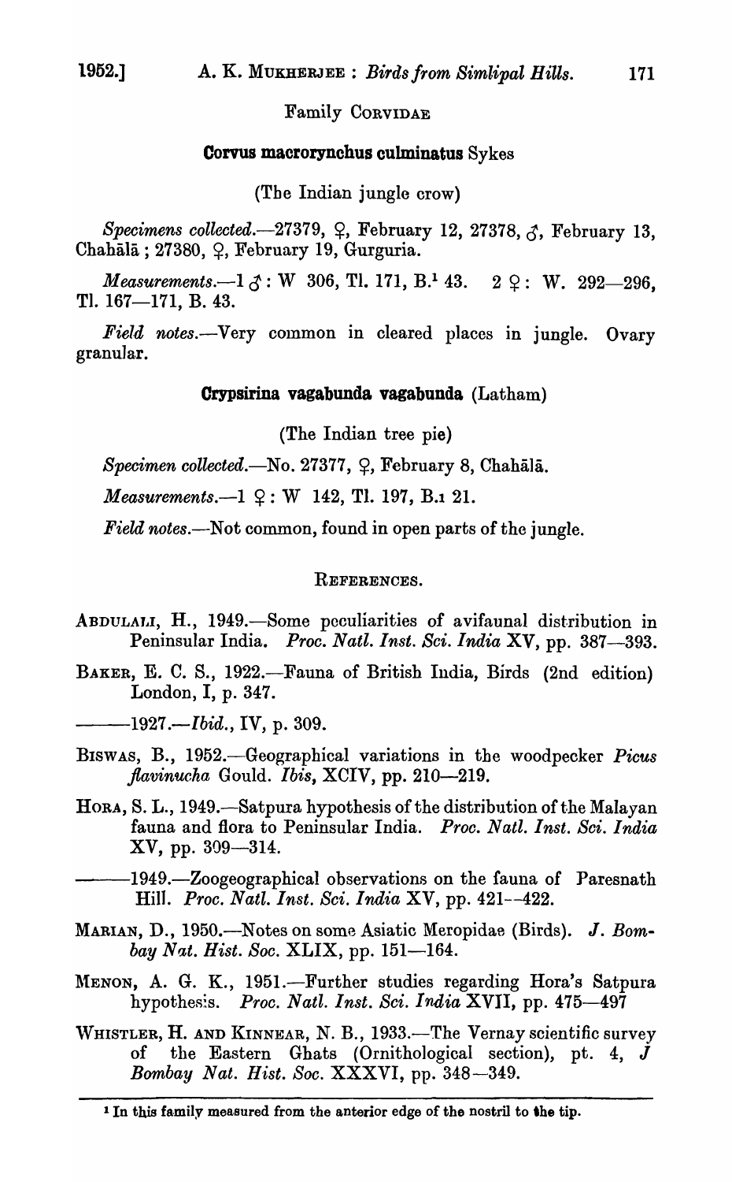Family CORVIDAE

**Corvus macrorynchus culminatus** Sykes

(The Indian jungle crow)

*Specimens collected.*—27379, ♀, February 12, 27378, ♂, February 13, Chahālā; 27380, ♀, February 19, Gurguria.

*Measurements.*—1 ♂: W 306, Tl. 171, B.[1] 43. 2 ♀: W. 292—296, Tl. 167—171, B. 43.

*Field notes.*—Very common in cleared places in jungle. Ovary granular.

**Crypsirina vagabunda vagabunda** (Latham)

(The Indian tree pie)

*Specimen collected.*—No. 27377, ♀, February 8, Chahālā.

*Measurements.*—1 ♀: W 142, Tl. 197, B.1 21.

*Field notes.*—Not common, found in open parts of the jungle.

## REFERENCES.

ABDULALI, H., 1949.—Some peculiarities of avifaunal distribution in Peninsular India. *Proc. Natl. Inst. Sci. India* XV, pp. 387—393.

BAKER, E. C. S., 1922.—Fauna of British India, Birds (2nd edition) London, I, p. 347.

———1927.—*Ibid.*, IV, p. 309.

BISWAS, B., 1952.—Geographical variations in the woodpecker *Picus flavinucha* Gould. *Ibis*, XCIV, pp. 210—219.

HORA, S. L., 1949.—Satpura hypothesis of the distribution of the Malayan fauna and flora to Peninsular India. *Proc. Natl. Inst. Sci. India* XV, pp. 309—314.

———1949.—Zoogeographical observations on the fauna of Paresnath Hill. *Proc. Natl. Inst. Sci. India* XV, pp. 421--422.

MARIAN, D., 1950.—Notes on some Asiatic Meropidae (Birds). *J. Bombay Nat. Hist. Soc.* XLIX, pp. 151—164.

MENON, A. G. K., 1951.—Further studies regarding Hora's Satpura hypothesis. *Proc. Natl. Inst. Sci. India* XVII, pp. 475—497

WHISTLER, H. AND KINNEAR, N. B., 1933.—The Vernay scientific survey of the Eastern Ghats (Ornithological section), pt. 4, *J Bombay Nat. Hist. Soc.* XXXVI, pp. 348—349.

---

[1] In this family measured from the anterior edge of the nostril to the tip.